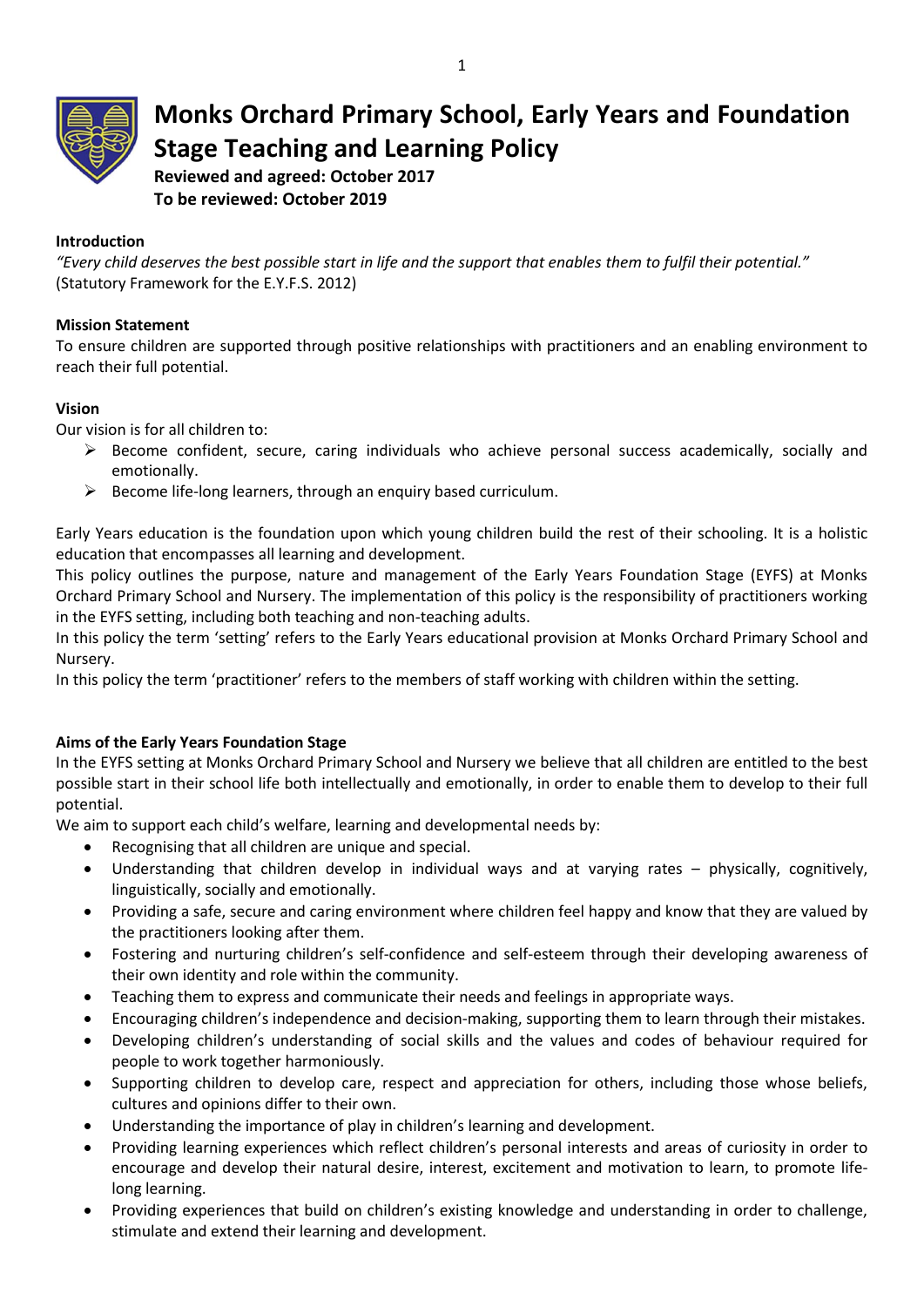# Monks Orchard Primary School, Early Years and Foundation Stage Teaching and Learning Policy

**Reviewed and agreed: October 2017**
**To be reviewed: October 2019**

**Introduction**

*"Every child deserves the best possible start in life and the support that enables them to fulfil their potential."* (Statutory Framework for the E.Y.F.S. 2012)

**Mission Statement**

To ensure children are supported through positive relationships with practitioners and an enabling environment to reach their full potential.

**Vision**

Our vision is for all children to:

- Become confident, secure, caring individuals who achieve personal success academically, socially and emotionally.
- Become life-long learners, through an enquiry based curriculum.

Early Years education is the foundation upon which young children build the rest of their schooling. It is a holistic education that encompasses all learning and development.

This policy outlines the purpose, nature and management of the Early Years Foundation Stage (EYFS) at Monks Orchard Primary School and Nursery. The implementation of this policy is the responsibility of practitioners working in the EYFS setting, including both teaching and non-teaching adults.

In this policy the term 'setting' refers to the Early Years educational provision at Monks Orchard Primary School and Nursery.

In this policy the term 'practitioner' refers to the members of staff working with children within the setting.

**Aims of the Early Years Foundation Stage**

In the EYFS setting at Monks Orchard Primary School and Nursery we believe that all children are entitled to the best possible start in their school life both intellectually and emotionally, in order to enable them to develop to their full potential.

We aim to support each child's welfare, learning and developmental needs by:

- Recognising that all children are unique and special.
- Understanding that children develop in individual ways and at varying rates – physically, cognitively, linguistically, socially and emotionally.
- Providing a safe, secure and caring environment where children feel happy and know that they are valued by the practitioners looking after them.
- Fostering and nurturing children's self-confidence and self-esteem through their developing awareness of their own identity and role within the community.
- Teaching them to express and communicate their needs and feelings in appropriate ways.
- Encouraging children's independence and decision-making, supporting them to learn through their mistakes.
- Developing children's understanding of social skills and the values and codes of behaviour required for people to work together harmoniously.
- Supporting children to develop care, respect and appreciation for others, including those whose beliefs, cultures and opinions differ to their own.
- Understanding the importance of play in children's learning and development.
- Providing learning experiences which reflect children's personal interests and areas of curiosity in order to encourage and develop their natural desire, interest, excitement and motivation to learn, to promote life-long learning.
- Providing experiences that build on children's existing knowledge and understanding in order to challenge, stimulate and extend their learning and development.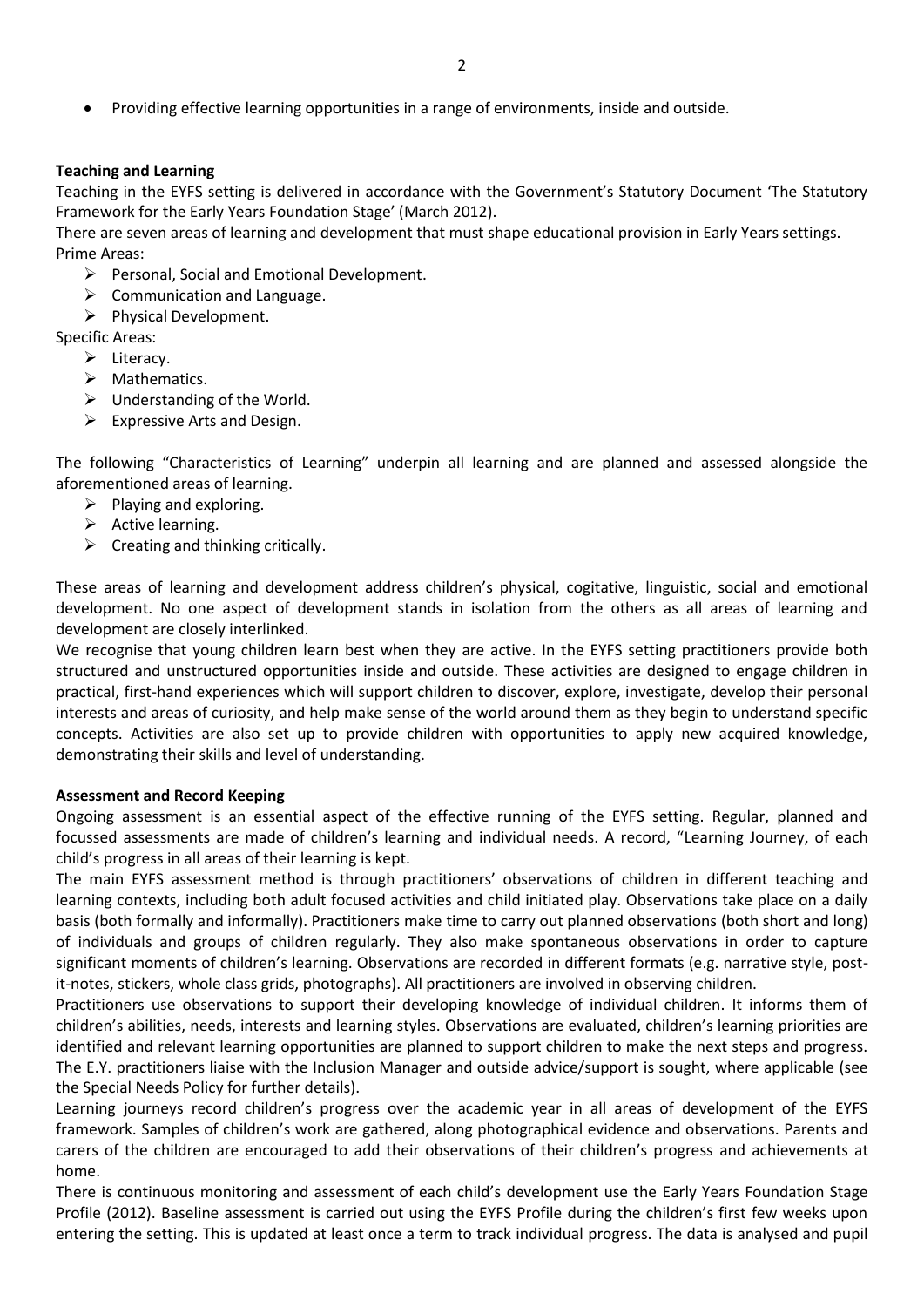- Providing effective learning opportunities in a range of environments, inside and outside.

**Teaching and Learning**

Teaching in the EYFS setting is delivered in accordance with the Government's Statutory Document 'The Statutory Framework for the Early Years Foundation Stage' (March 2012).

There are seven areas of learning and development that must shape educational provision in Early Years settings.

Prime Areas:

- Personal, Social and Emotional Development.
- Communication and Language.
- Physical Development.

Specific Areas:

- Literacy.
- Mathematics.
- Understanding of the World.
- Expressive Arts and Design.

The following "Characteristics of Learning" underpin all learning and are planned and assessed alongside the aforementioned areas of learning.

- Playing and exploring.
- Active learning.
- Creating and thinking critically.

These areas of learning and development address children's physical, cogitative, linguistic, social and emotional development. No one aspect of development stands in isolation from the others as all areas of learning and development are closely interlinked.

We recognise that young children learn best when they are active. In the EYFS setting practitioners provide both structured and unstructured opportunities inside and outside. These activities are designed to engage children in practical, first-hand experiences which will support children to discover, explore, investigate, develop their personal interests and areas of curiosity, and help make sense of the world around them as they begin to understand specific concepts. Activities are also set up to provide children with opportunities to apply new acquired knowledge, demonstrating their skills and level of understanding.

**Assessment and Record Keeping**

Ongoing assessment is an essential aspect of the effective running of the EYFS setting. Regular, planned and focussed assessments are made of children's learning and individual needs. A record, "Learning Journey, of each child's progress in all areas of their learning is kept.

The main EYFS assessment method is through practitioners' observations of children in different teaching and learning contexts, including both adult focused activities and child initiated play. Observations take place on a daily basis (both formally and informally). Practitioners make time to carry out planned observations (both short and long) of individuals and groups of children regularly. They also make spontaneous observations in order to capture significant moments of children's learning. Observations are recorded in different formats (e.g. narrative style, post-it-notes, stickers, whole class grids, photographs). All practitioners are involved in observing children.

Practitioners use observations to support their developing knowledge of individual children. It informs them of children's abilities, needs, interests and learning styles. Observations are evaluated, children's learning priorities are identified and relevant learning opportunities are planned to support children to make the next steps and progress. The E.Y. practitioners liaise with the Inclusion Manager and outside advice/support is sought, where applicable (see the Special Needs Policy for further details).

Learning journeys record children's progress over the academic year in all areas of development of the EYFS framework. Samples of children's work are gathered, along photographical evidence and observations. Parents and carers of the children are encouraged to add their observations of their children's progress and achievements at home.

There is continuous monitoring and assessment of each child's development use the Early Years Foundation Stage Profile (2012). Baseline assessment is carried out using the EYFS Profile during the children's first few weeks upon entering the setting. This is updated at least once a term to track individual progress. The data is analysed and pupil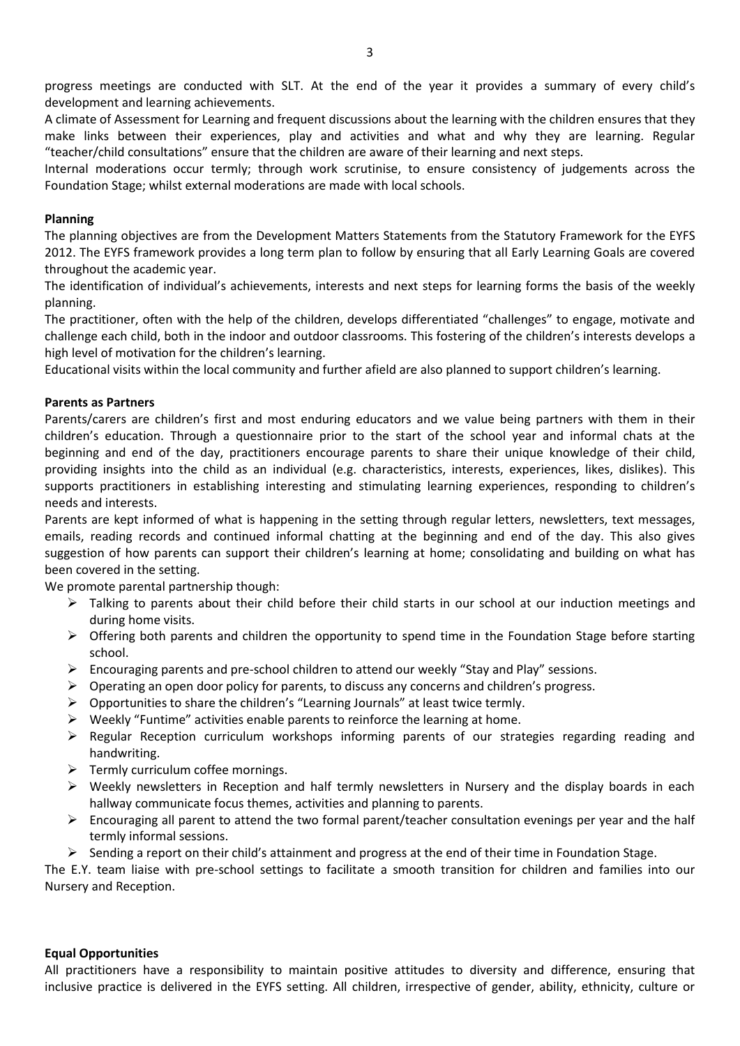progress meetings are conducted with SLT. At the end of the year it provides a summary of every child's development and learning achievements.

A climate of Assessment for Learning and frequent discussions about the learning with the children ensures that they make links between their experiences, play and activities and what and why they are learning. Regular "teacher/child consultations" ensure that the children are aware of their learning and next steps.

Internal moderations occur termly; through work scrutinise, to ensure consistency of judgements across the Foundation Stage; whilst external moderations are made with local schools.

**Planning**

The planning objectives are from the Development Matters Statements from the Statutory Framework for the EYFS 2012. The EYFS framework provides a long term plan to follow by ensuring that all Early Learning Goals are covered throughout the academic year.

The identification of individual's achievements, interests and next steps for learning forms the basis of the weekly planning.

The practitioner, often with the help of the children, develops differentiated "challenges" to engage, motivate and challenge each child, both in the indoor and outdoor classrooms. This fostering of the children's interests develops a high level of motivation for the children's learning.

Educational visits within the local community and further afield are also planned to support children's learning.

**Parents as Partners**

Parents/carers are children's first and most enduring educators and we value being partners with them in their children's education. Through a questionnaire prior to the start of the school year and informal chats at the beginning and end of the day, practitioners encourage parents to share their unique knowledge of their child, providing insights into the child as an individual (e.g. characteristics, interests, experiences, likes, dislikes). This supports practitioners in establishing interesting and stimulating learning experiences, responding to children's needs and interests.

Parents are kept informed of what is happening in the setting through regular letters, newsletters, text messages, emails, reading records and continued informal chatting at the beginning and end of the day. This also gives suggestion of how parents can support their children's learning at home; consolidating and building on what has been covered in the setting.

We promote parental partnership though:

- Talking to parents about their child before their child starts in our school at our induction meetings and during home visits.
- Offering both parents and children the opportunity to spend time in the Foundation Stage before starting school.
- Encouraging parents and pre-school children to attend our weekly "Stay and Play" sessions.
- Operating an open door policy for parents, to discuss any concerns and children's progress.
- Opportunities to share the children's "Learning Journals" at least twice termly.
- Weekly "Funtime" activities enable parents to reinforce the learning at home.
- Regular Reception curriculum workshops informing parents of our strategies regarding reading and handwriting.
- Termly curriculum coffee mornings.
- Weekly newsletters in Reception and half termly newsletters in Nursery and the display boards in each hallway communicate focus themes, activities and planning to parents.
- Encouraging all parent to attend the two formal parent/teacher consultation evenings per year and the half termly informal sessions.
- Sending a report on their child's attainment and progress at the end of their time in Foundation Stage.

The E.Y. team liaise with pre-school settings to facilitate a smooth transition for children and families into our Nursery and Reception.

**Equal Opportunities**

All practitioners have a responsibility to maintain positive attitudes to diversity and difference, ensuring that inclusive practice is delivered in the EYFS setting. All children, irrespective of gender, ability, ethnicity, culture or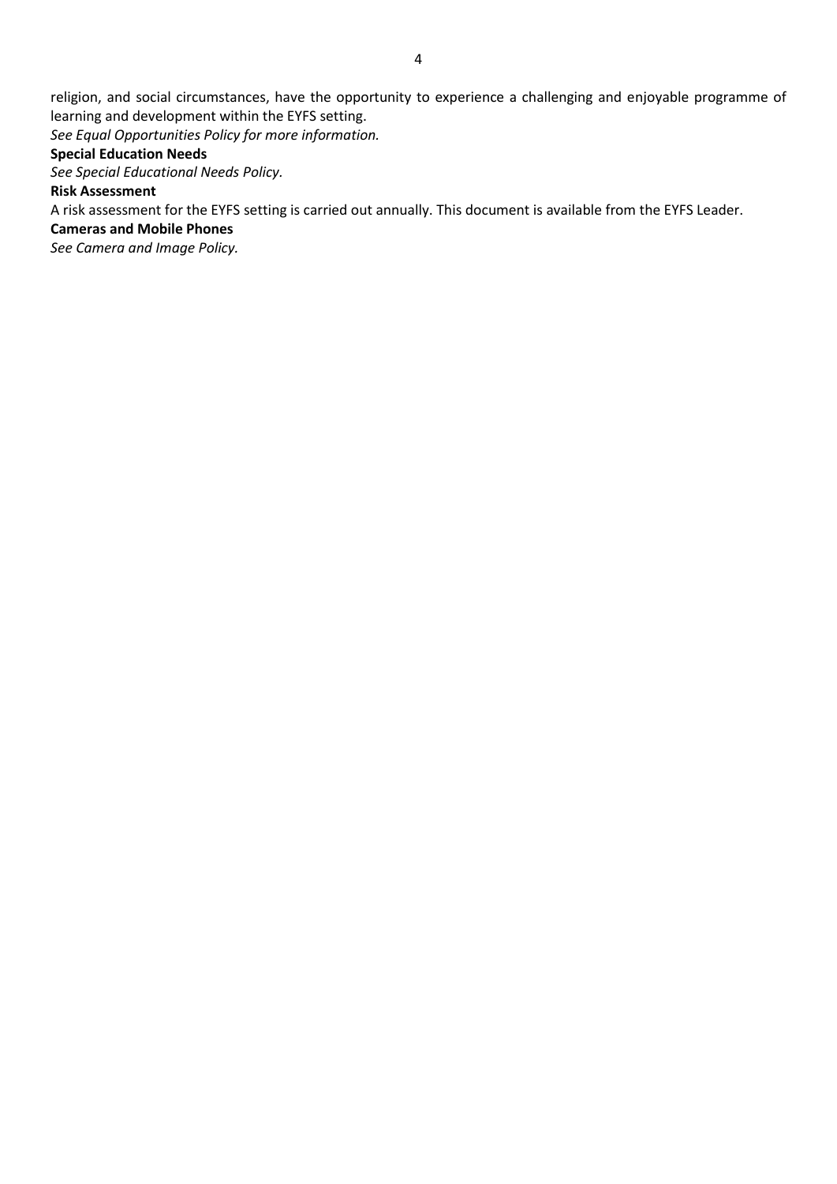religion, and social circumstances, have the opportunity to experience a challenging and enjoyable programme of learning and development within the EYFS setting.

*See Equal Opportunities Policy for more information.*

**Special Education Needs**

*See Special Educational Needs Policy.*

**Risk Assessment**

A risk assessment for the EYFS setting is carried out annually. This document is available from the EYFS Leader.

**Cameras and Mobile Phones**

*See Camera and Image Policy.*